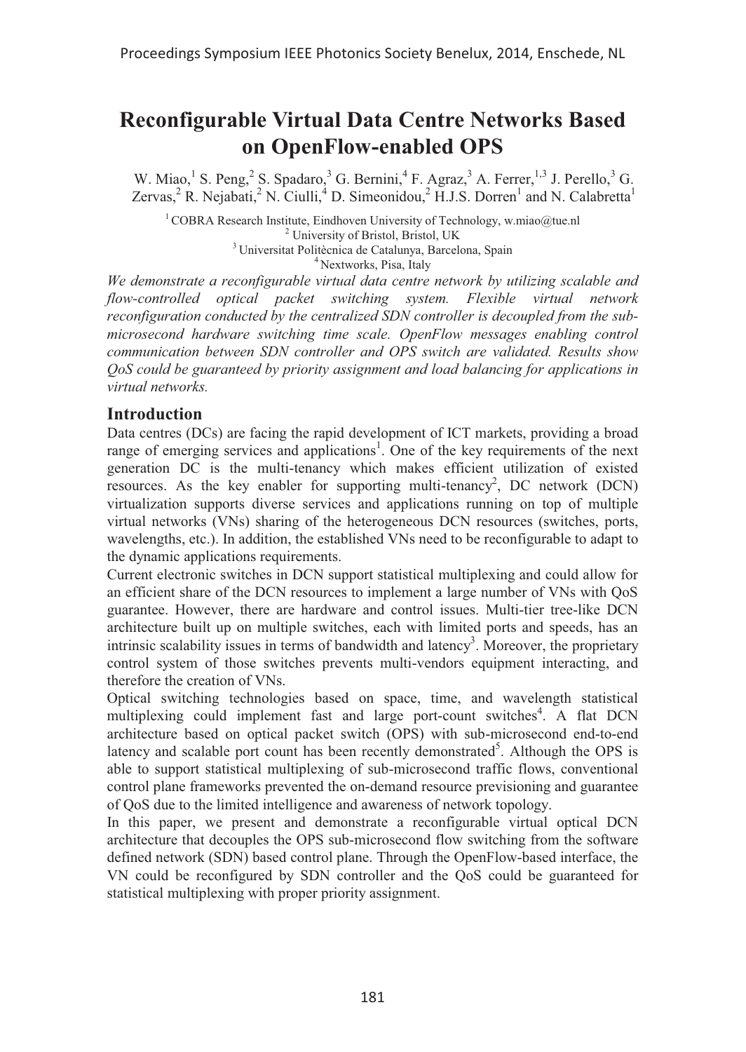# Reconfigurable Virtual Data Centre Networks Based on OpenFlow-enabled OPS

W. Miao,[1] S. Peng,[2] S. Spadaro,[3] G. Bernini,[4] F. Agraz,[3] A. Ferrer,[1,3] J. Perello,[3] G. Zervas,[2] R. Nejabati,[2] N. Ciulli,[4] D. Simeonidou,[2] H.J.S. Dorren[1] and N. Calabretta[1]

[1] COBRA Research Institute, Eindhoven University of Technology, w.miao@tue.nl
[2] University of Bristol, Bristol, UK
[3] Universitat Politècnica de Catalunya, Barcelona, Spain
[4] Nextworks, Pisa, Italy

*We demonstrate a reconfigurable virtual data centre network by utilizing scalable and flow-controlled optical packet switching system. Flexible virtual network reconfiguration conducted by the centralized SDN controller is decoupled from the sub-microsecond hardware switching time scale. OpenFlow messages enabling control communication between SDN controller and OPS switch are validated. Results show QoS could be guaranteed by priority assignment and load balancing for applications in virtual networks.*

## Introduction

Data centres (DCs) are facing the rapid development of ICT markets, providing a broad range of emerging services and applications[1]. One of the key requirements of the next generation DC is the multi-tenancy which makes efficient utilization of existed resources. As the key enabler for supporting multi-tenancy[2], DC network (DCN) virtualization supports diverse services and applications running on top of multiple virtual networks (VNs) sharing of the heterogeneous DCN resources (switches, ports, wavelengths, etc.). In addition, the established VNs need to be reconfigurable to adapt to the dynamic applications requirements.

Current electronic switches in DCN support statistical multiplexing and could allow for an efficient share of the DCN resources to implement a large number of VNs with QoS guarantee. However, there are hardware and control issues. Multi-tier tree-like DCN architecture built up on multiple switches, each with limited ports and speeds, has an intrinsic scalability issues in terms of bandwidth and latency[3]. Moreover, the proprietary control system of those switches prevents multi-vendors equipment interacting, and therefore the creation of VNs.

Optical switching technologies based on space, time, and wavelength statistical multiplexing could implement fast and large port-count switches[4]. A flat DCN architecture based on optical packet switch (OPS) with sub-microsecond end-to-end latency and scalable port count has been recently demonstrated[5]. Although the OPS is able to support statistical multiplexing of sub-microsecond traffic flows, conventional control plane frameworks prevented the on-demand resource previsioning and guarantee of QoS due to the limited intelligence and awareness of network topology.

In this paper, we present and demonstrate a reconfigurable virtual optical DCN architecture that decouples the OPS sub-microsecond flow switching from the software defined network (SDN) based control plane. Through the OpenFlow-based interface, the VN could be reconfigured by SDN controller and the QoS could be guaranteed for statistical multiplexing with proper priority assignment.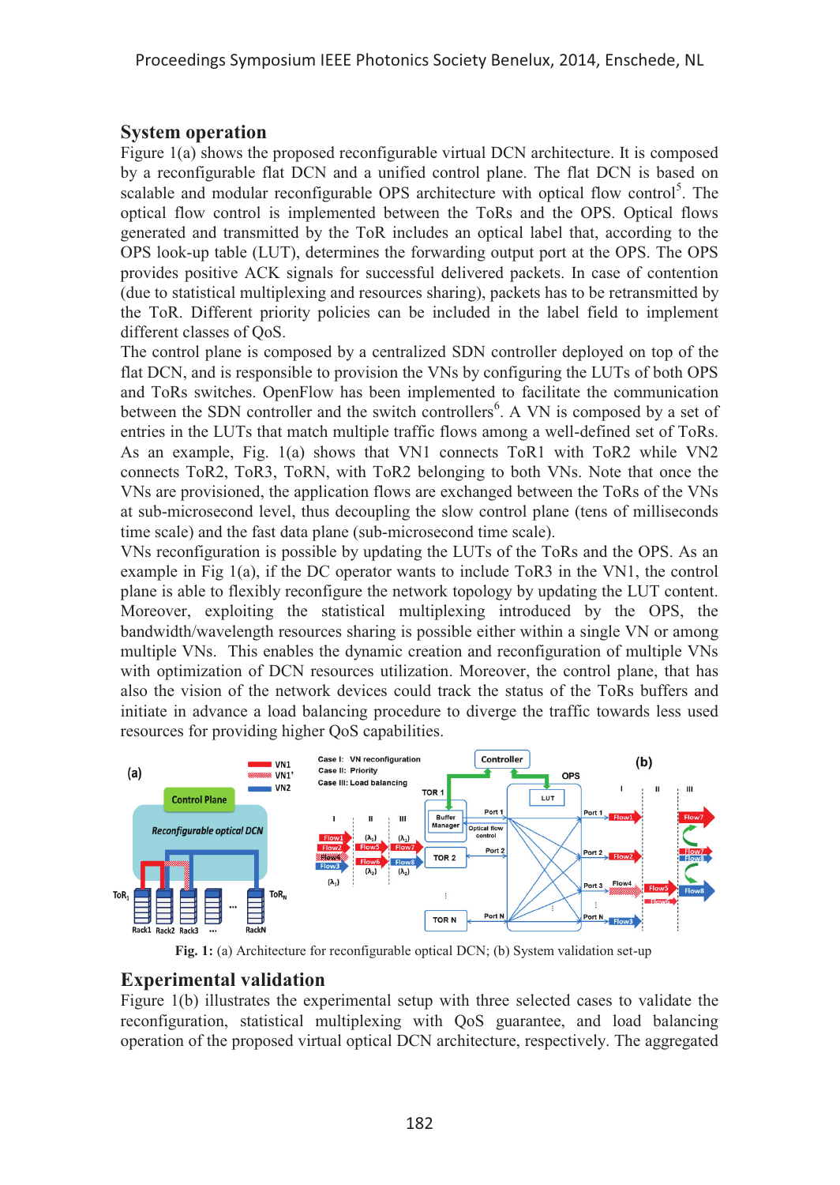## System operation

Figure 1(a) shows the proposed reconfigurable virtual DCN architecture. It is composed by a reconfigurable flat DCN and a unified control plane. The flat DCN is based on scalable and modular reconfigurable OPS architecture with optical flow control[5]. The optical flow control is implemented between the ToRs and the OPS. Optical flows generated and transmitted by the ToR includes an optical label that, according to the OPS look-up table (LUT), determines the forwarding output port at the OPS. The OPS provides positive ACK signals for successful delivered packets. In case of contention (due to statistical multiplexing and resources sharing), packets has to be retransmitted by the ToR. Different priority policies can be included in the label field to implement different classes of QoS.

The control plane is composed by a centralized SDN controller deployed on top of the flat DCN, and is responsible to provision the VNs by configuring the LUTs of both OPS and ToRs switches. OpenFlow has been implemented to facilitate the communication between the SDN controller and the switch controllers[6]. A VN is composed by a set of entries in the LUTs that match multiple traffic flows among a well-defined set of ToRs. As an example, Fig. 1(a) shows that VN1 connects ToR1 with ToR2 while VN2 connects ToR2, ToR3, ToRN, with ToR2 belonging to both VNs. Note that once the VNs are provisioned, the application flows are exchanged between the ToRs of the VNs at sub-microsecond level, thus decoupling the slow control plane (tens of milliseconds time scale) and the fast data plane (sub-microsecond time scale).

VNs reconfiguration is possible by updating the LUTs of the ToRs and the OPS. As an example in Fig 1(a), if the DC operator wants to include ToR3 in the VN1, the control plane is able to flexibly reconfigure the network topology by updating the LUT content. Moreover, exploiting the statistical multiplexing introduced by the OPS, the bandwidth/wavelength resources sharing is possible either within a single VN or among multiple VNs. This enables the dynamic creation and reconfiguration of multiple VNs with optimization of DCN resources utilization. Moreover, the control plane, that has also the vision of the network devices could track the status of the ToRs buffers and initiate in advance a load balancing procedure to diverge the traffic towards less used resources for providing higher QoS capabilities.

**Fig. 1:** (a) Architecture for reconfigurable optical DCN; (b) System validation set-up

## Experimental validation

Figure 1(b) illustrates the experimental setup with three selected cases to validate the reconfiguration, statistical multiplexing with QoS guarantee, and load balancing operation of the proposed virtual optical DCN architecture, respectively. The aggregated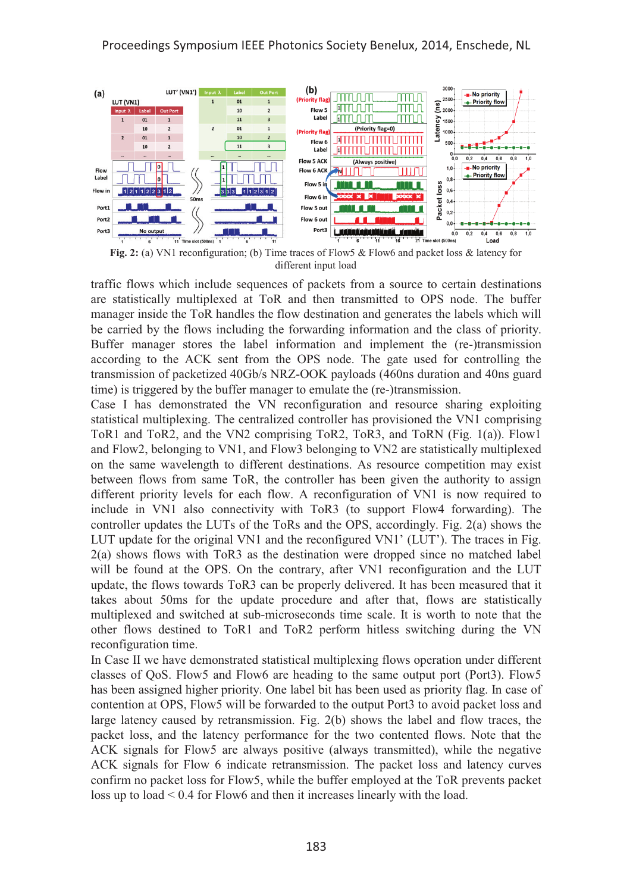**Fig. 2:** (a) VN1 reconfiguration; (b) Time traces of Flow5 & Flow6 and packet loss & latency for different input load

traffic flows which include sequences of packets from a source to certain destinations are statistically multiplexed at ToR and then transmitted to OPS node. The buffer manager inside the ToR handles the flow destination and generates the labels which will be carried by the flows including the forwarding information and the class of priority. Buffer manager stores the label information and implement the (re-)transmission according to the ACK sent from the OPS node. The gate used for controlling the transmission of packetized 40Gb/s NRZ-OOK payloads (460ns duration and 40ns guard time) is triggered by the buffer manager to emulate the (re-)transmission.

Case I has demonstrated the VN reconfiguration and resource sharing exploiting statistical multiplexing. The centralized controller has provisioned the VN1 comprising ToR1 and ToR2, and the VN2 comprising ToR2, ToR3, and ToRN (Fig. 1(a)). Flow1 and Flow2, belonging to VN1, and Flow3 belonging to VN2 are statistically multiplexed on the same wavelength to different destinations. As resource competition may exist between flows from same ToR, the controller has been given the authority to assign different priority levels for each flow. A reconfiguration of VN1 is now required to include in VN1 also connectivity with ToR3 (to support Flow4 forwarding). The controller updates the LUTs of the ToRs and the OPS, accordingly. Fig. 2(a) shows the LUT update for the original VN1 and the reconfigured VN1' (LUT'). The traces in Fig. 2(a) shows flows with ToR3 as the destination were dropped since no matched label will be found at the OPS. On the contrary, after VN1 reconfiguration and the LUT update, the flows towards ToR3 can be properly delivered. It has been measured that it takes about 50ms for the update procedure and after that, flows are statistically multiplexed and switched at sub-microseconds time scale. It is worth to note that the other flows destined to ToR1 and ToR2 perform hitless switching during the VN reconfiguration time.

In Case II we have demonstrated statistical multiplexing flows operation under different classes of QoS. Flow5 and Flow6 are heading to the same output port (Port3). Flow5 has been assigned higher priority. One label bit has been used as priority flag. In case of contention at OPS, Flow5 will be forwarded to the output Port3 to avoid packet loss and large latency caused by retransmission. Fig. 2(b) shows the label and flow traces, the packet loss, and the latency performance for the two contented flows. Note that the ACK signals for Flow5 are always positive (always transmitted), while the negative ACK signals for Flow 6 indicate retransmission. The packet loss and latency curves confirm no packet loss for Flow5, while the buffer employed at the ToR prevents packet loss up to load < 0.4 for Flow6 and then it increases linearly with the load.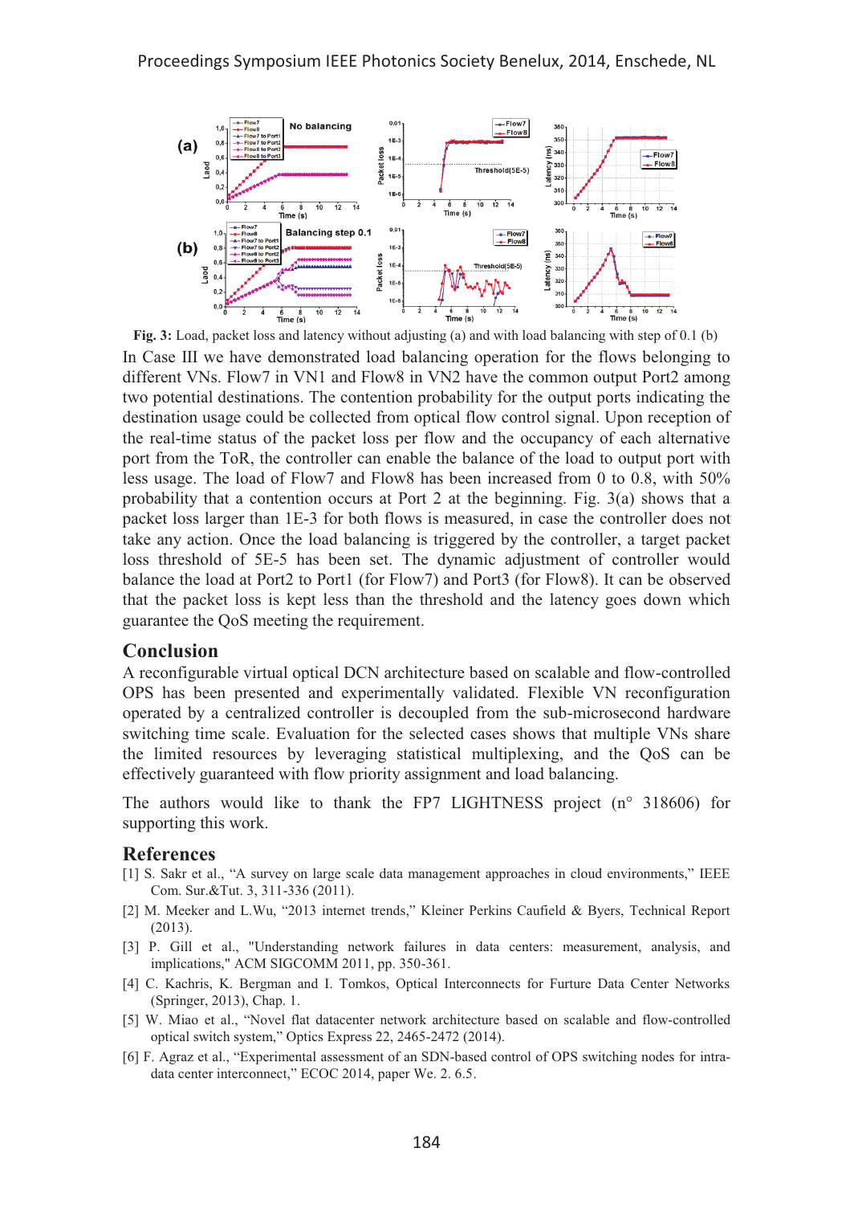(a)

Laod

1,0

0,8

0,6

0,4

0,2

0,0

Flow7
Flow8
Flow7 to Port1
Flow7 to Port2
Flow8 to Port2
Flow8 to Port3

No balancing

0 2 4 6 8 10 12 14

Time (s)

Packet loss

0.01

1E-3

1E-4

1E-5

1E-6

Flow7
Flow8

Threshold(5E-5)

0 2 4 6 8 10 12 14

Time (s)

Latency (ns)

360

350

340

330

320

310

300

Flow7
Flow8

0 2 4 6 8 10 12 14

Time (s)

(b)

Laod

1,0

0,8

0,6

0,4

0,2

0,0

Flow7
Flow8
Flow7 to Port1
Flow7 to Port2
Flow8 to Port2
Flow8 to Port3

Balancing step 0.1

0 2 4 6 8 10 12 14

Time (s)

Packet loss

0.01

1E-3

1E-4

1E-5

1E-6

Flow7
Flow8

Threshold(5E-5)

0 2 4 6 8 10 12 14

Time (s)

Latency (ns)

360

350

340

330

320

310

300

Flow7
Flow8

0 2 4 6 8 10 12 14

Time (s)

**Fig. 3:** Load, packet loss and latency without adjusting (a) and with load balancing with step of 0.1 (b)

In Case III we have demonstrated load balancing operation for the flows belonging to different VNs. Flow7 in VN1 and Flow8 in VN2 have the common output Port2 among two potential destinations. The contention probability for the output ports indicating the destination usage could be collected from optical flow control signal. Upon reception of the real-time status of the packet loss per flow and the occupancy of each alternative port from the ToR, the controller can enable the balance of the load to output port with less usage. The load of Flow7 and Flow8 has been increased from 0 to 0.8, with 50% probability that a contention occurs at Port 2 at the beginning. Fig. 3(a) shows that a packet loss larger than 1E-3 for both flows is measured, in case the controller does not take any action. Once the load balancing is triggered by the controller, a target packet loss threshold of 5E-5 has been set. The dynamic adjustment of controller would balance the load at Port2 to Port1 (for Flow7) and Port3 (for Flow8). It can be observed that the packet loss is kept less than the threshold and the latency goes down which guarantee the QoS meeting the requirement.

## Conclusion

A reconfigurable virtual optical DCN architecture based on scalable and flow-controlled OPS has been presented and experimentally validated. Flexible VN reconfiguration operated by a centralized controller is decoupled from the sub-microsecond hardware switching time scale. Evaluation for the selected cases shows that multiple VNs share the limited resources by leveraging statistical multiplexing, and the QoS can be effectively guaranteed with flow priority assignment and load balancing.

The authors would like to thank the FP7 LIGHTNESS project (n° 318606) for supporting this work.

## References

[1] S. Sakr et al., “A survey on large scale data management approaches in cloud environments,” IEEE Com. Sur.&Tut. 3, 311-336 (2011).

[2] M. Meeker and L.Wu, “2013 internet trends,” Kleiner Perkins Caufield & Byers, Technical Report (2013).

[3] P. Gill et al., "Understanding network failures in data centers: measurement, analysis, and implications," ACM SIGCOMM 2011, pp. 350-361.

[4] C. Kachris, K. Bergman and I. Tomkos, Optical Interconnects for Furture Data Center Networks (Springer, 2013), Chap. 1.

[5] W. Miao et al., “Novel flat datacenter network architecture based on scalable and flow-controlled optical switch system,” Optics Express 22, 2465-2472 (2014).

[6] F. Agraz et al., “Experimental assessment of an SDN-based control of OPS switching nodes for intra-data center interconnect,” ECOC 2014, paper We. 2. 6.5.